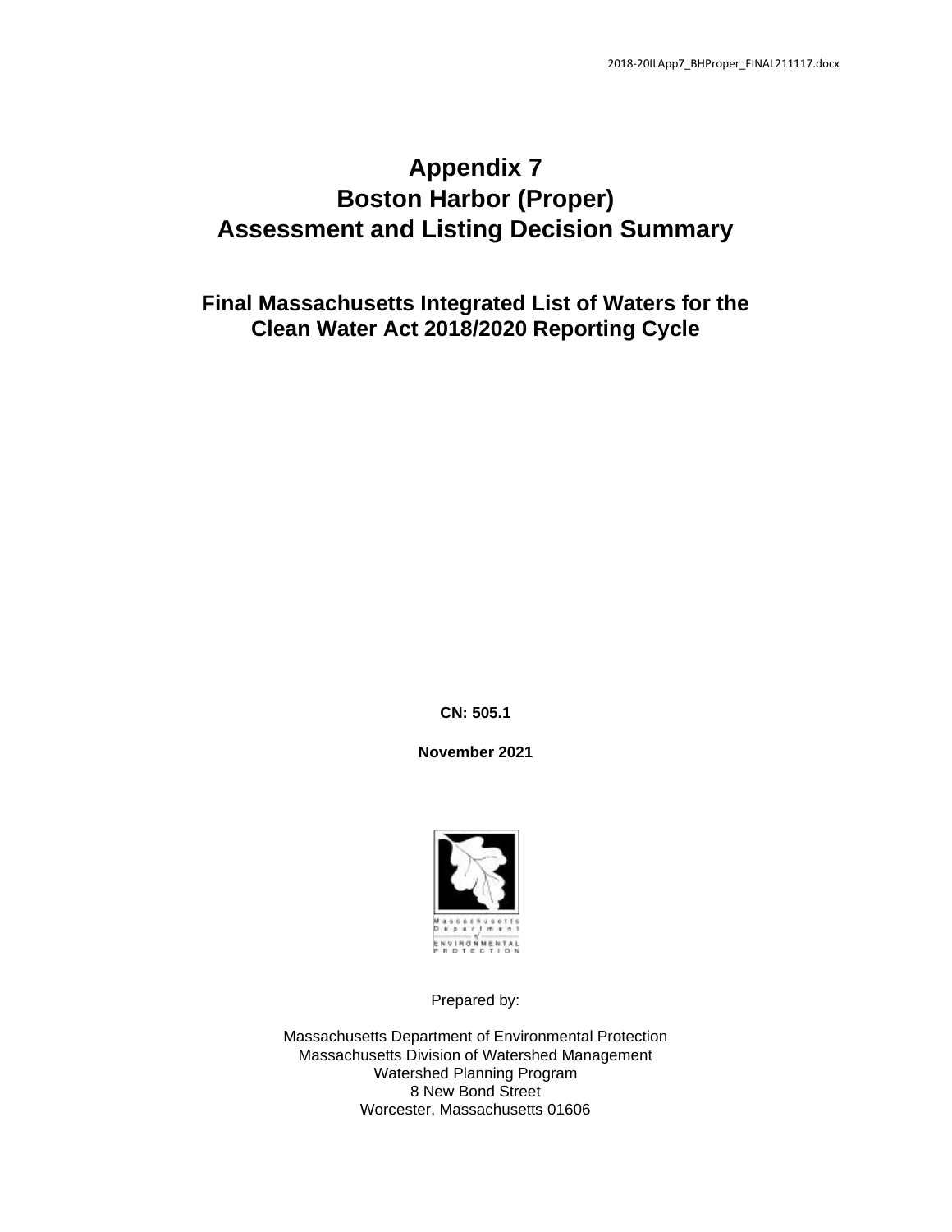# Appendix 7
# Boston Harbor (Proper)
# Assessment and Listing Decision Summary

## Final Massachusetts Integrated List of Waters for the Clean Water Act 2018/2020 Reporting Cycle

**CN: 505.1**

**November 2021**

Prepared by:

Massachusetts Department of Environmental Protection
Massachusetts Division of Watershed Management
Watershed Planning Program
8 New Bond Street
Worcester, Massachusetts 01606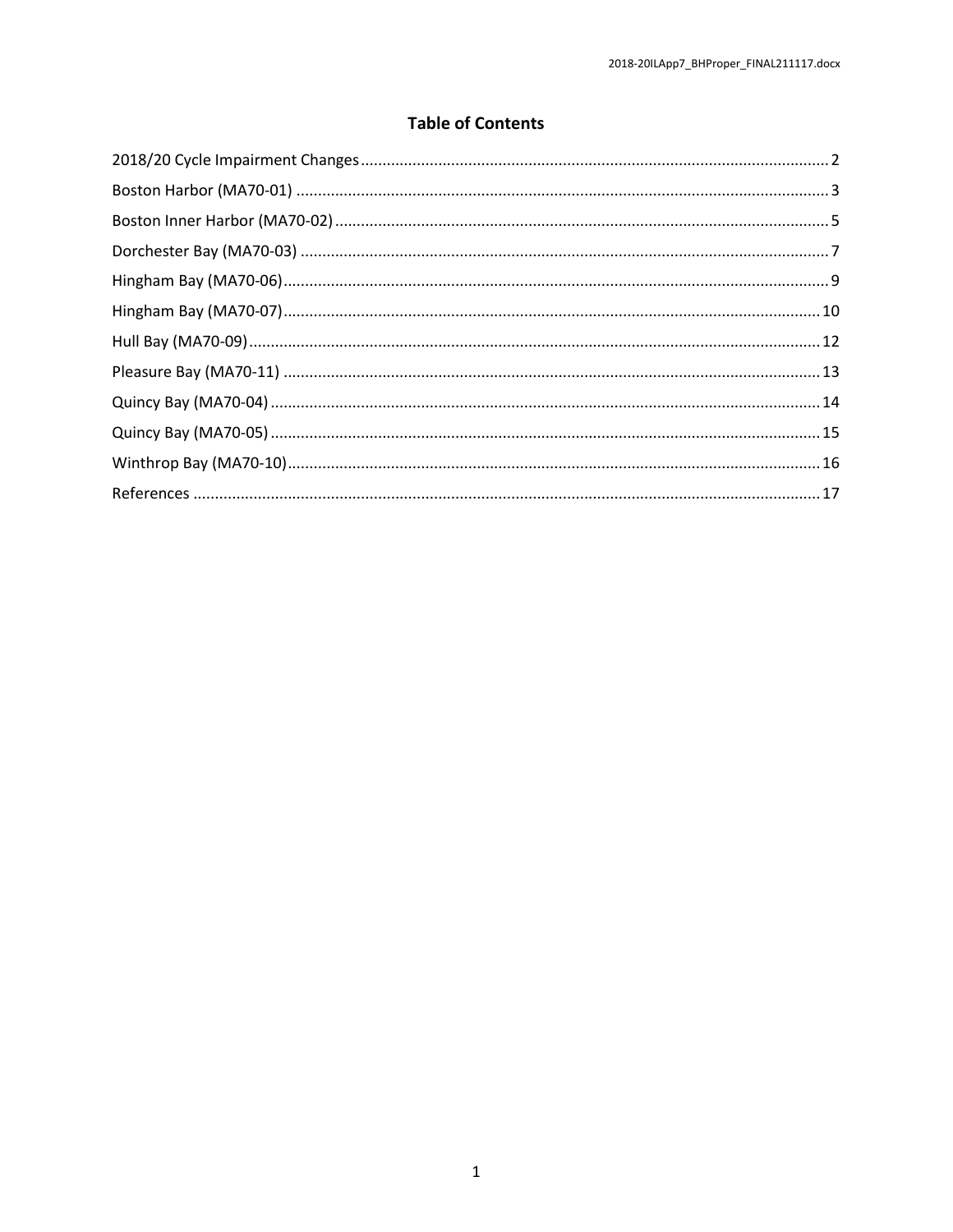## Table of Contents

2018/20 Cycle Impairment Changes ........ 2
Boston Harbor (MA70-01) ........ 3
Boston Inner Harbor (MA70-02) ........ 5
Dorchester Bay (MA70-03) ........ 7
Hingham Bay (MA70-06) ........ 9
Hingham Bay (MA70-07) ........ 10
Hull Bay (MA70-09) ........ 12
Pleasure Bay (MA70-11) ........ 13
Quincy Bay (MA70-04) ........ 14
Quincy Bay (MA70-05) ........ 15
Winthrop Bay (MA70-10) ........ 16
References ........ 17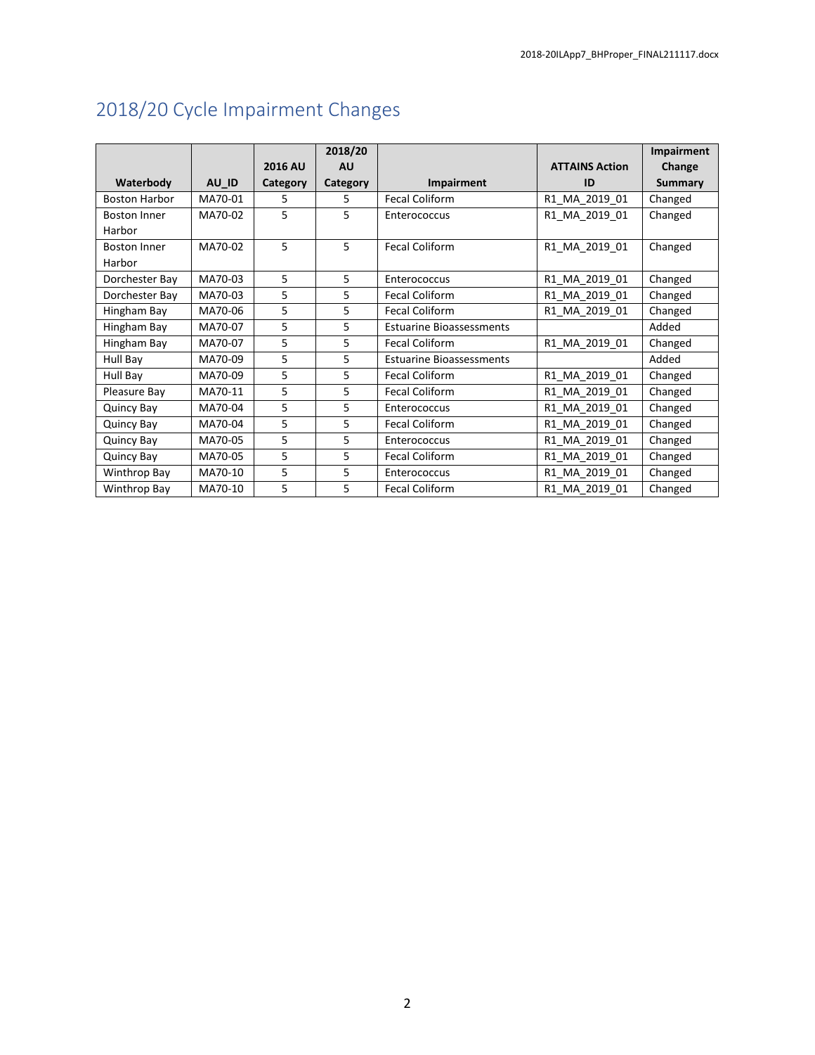## 2018/20 Cycle Impairment Changes

| Waterbody | AU_ID | 2016 AU Category | 2018/20 AU Category | Impairment | ATTAINS Action ID | Impairment Change Summary |
|---|---|---|---|---|---|---|
| Boston Harbor | MA70-01 | 5 | 5 | Fecal Coliform | R1_MA_2019_01 | Changed |
| Boston Inner Harbor | MA70-02 | 5 | 5 | Enterococcus | R1_MA_2019_01 | Changed |
| Boston Inner Harbor | MA70-02 | 5 | 5 | Fecal Coliform | R1_MA_2019_01 | Changed |
| Dorchester Bay | MA70-03 | 5 | 5 | Enterococcus | R1_MA_2019_01 | Changed |
| Dorchester Bay | MA70-03 | 5 | 5 | Fecal Coliform | R1_MA_2019_01 | Changed |
| Hingham Bay | MA70-06 | 5 | 5 | Fecal Coliform | R1_MA_2019_01 | Changed |
| Hingham Bay | MA70-07 | 5 | 5 | Estuarine Bioassessments | | Added |
| Hingham Bay | MA70-07 | 5 | 5 | Fecal Coliform | R1_MA_2019_01 | Changed |
| Hull Bay | MA70-09 | 5 | 5 | Estuarine Bioassessments | | Added |
| Hull Bay | MA70-09 | 5 | 5 | Fecal Coliform | R1_MA_2019_01 | Changed |
| Pleasure Bay | MA70-11 | 5 | 5 | Fecal Coliform | R1_MA_2019_01 | Changed |
| Quincy Bay | MA70-04 | 5 | 5 | Enterococcus | R1_MA_2019_01 | Changed |
| Quincy Bay | MA70-04 | 5 | 5 | Fecal Coliform | R1_MA_2019_01 | Changed |
| Quincy Bay | MA70-05 | 5 | 5 | Enterococcus | R1_MA_2019_01 | Changed |
| Quincy Bay | MA70-05 | 5 | 5 | Fecal Coliform | R1_MA_2019_01 | Changed |
| Winthrop Bay | MA70-10 | 5 | 5 | Enterococcus | R1_MA_2019_01 | Changed |
| Winthrop Bay | MA70-10 | 5 | 5 | Fecal Coliform | R1_MA_2019_01 | Changed |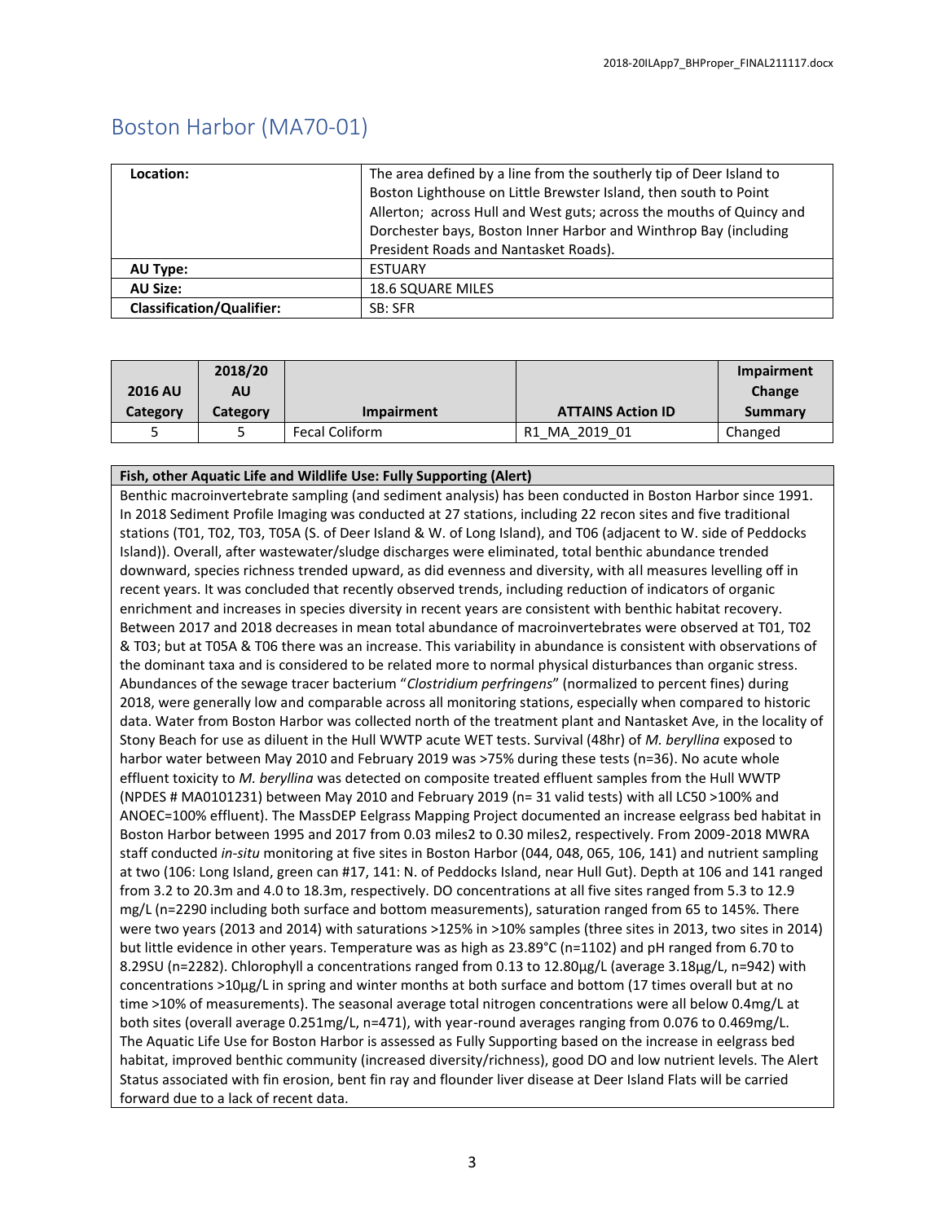## Boston Harbor (MA70-01)

| | |
|---|---|
| **Location:** | The area defined by a line from the southerly tip of Deer Island to Boston Lighthouse on Little Brewster Island, then south to Point Allerton; across Hull and West guts; across the mouths of Quincy and Dorchester bays, Boston Inner Harbor and Winthrop Bay (including President Roads and Nantasket Roads). |
| **AU Type:** | ESTUARY |
| **AU Size:** | 18.6 SQUARE MILES |
| **Classification/Qualifier:** | SB: SFR |

| 2016 AU Category | 2018/20 AU Category | Impairment | ATTAINS Action ID | Impairment Change Summary |
|---|---|---|---|---|
| 5 | 5 | Fecal Coliform | R1_MA_2019_01 | Changed |

| **Fish, other Aquatic Life and Wildlife Use: Fully Supporting (Alert)** |
|---|
| Benthic macroinvertebrate sampling (and sediment analysis) has been conducted in Boston Harbor since 1991. In 2018 Sediment Profile Imaging was conducted at 27 stations, including 22 recon sites and five traditional stations (T01, T02, T03, T05A (S. of Deer Island & W. of Long Island), and T06 (adjacent to W. side of Peddocks Island)). Overall, after wastewater/sludge discharges were eliminated, total benthic abundance trended downward, species richness trended upward, as did evenness and diversity, with all measures levelling off in recent years. It was concluded that recently observed trends, including reduction of indicators of organic enrichment and increases in species diversity in recent years are consistent with benthic habitat recovery. Between 2017 and 2018 decreases in mean total abundance of macroinvertebrates were observed at T01, T02 & T03; but at T05A & T06 there was an increase. This variability in abundance is consistent with observations of the dominant taxa and is considered to be related more to normal physical disturbances than organic stress. Abundances of the sewage tracer bacterium "*Clostridium perfringens*" (normalized to percent fines) during 2018, were generally low and comparable across all monitoring stations, especially when compared to historic data. Water from Boston Harbor was collected north of the treatment plant and Nantasket Ave, in the locality of Stony Beach for use as diluent in the Hull WWTP acute WET tests. Survival (48hr) of *M. beryllina* exposed to harbor water between May 2010 and February 2019 was >75% during these tests (n=36). No acute whole effluent toxicity to *M. beryllina* was detected on composite treated effluent samples from the Hull WWTP (NPDES # MA0101231) between May 2010 and February 2019 (n= 31 valid tests) with all LC50 >100% and ANOEC=100% effluent). The MassDEP Eelgrass Mapping Project documented an increase eelgrass bed habitat in Boston Harbor between 1995 and 2017 from 0.03 miles2 to 0.30 miles2, respectively. From 2009-2018 MWRA staff conducted *in-situ* monitoring at five sites in Boston Harbor (044, 048, 065, 106, 141) and nutrient sampling at two (106: Long Island, green can #17, 141: N. of Peddocks Island, near Hull Gut). Depth at 106 and 141 ranged from 3.2 to 20.3m and 4.0 to 18.3m, respectively. DO concentrations at all five sites ranged from 5.3 to 12.9 mg/L (n=2290 including both surface and bottom measurements), saturation ranged from 65 to 145%. There were two years (2013 and 2014) with saturations >125% in >10% samples (three sites in 2013, two sites in 2014) but little evidence in other years. Temperature was as high as 23.89°C (n=1102) and pH ranged from 6.70 to 8.29SU (n=2282). Chlorophyll a concentrations ranged from 0.13 to 12.80µg/L (average 3.18µg/L, n=942) with concentrations >10µg/L in spring and winter months at both surface and bottom (17 times overall but at no time >10% of measurements). The seasonal average total nitrogen concentrations were all below 0.4mg/L at both sites (overall average 0.251mg/L, n=471), with year-round averages ranging from 0.076 to 0.469mg/L. The Aquatic Life Use for Boston Harbor is assessed as Fully Supporting based on the increase in eelgrass bed habitat, improved benthic community (increased diversity/richness), good DO and low nutrient levels. The Alert Status associated with fin erosion, bent fin ray and flounder liver disease at Deer Island Flats will be carried forward due to a lack of recent data. |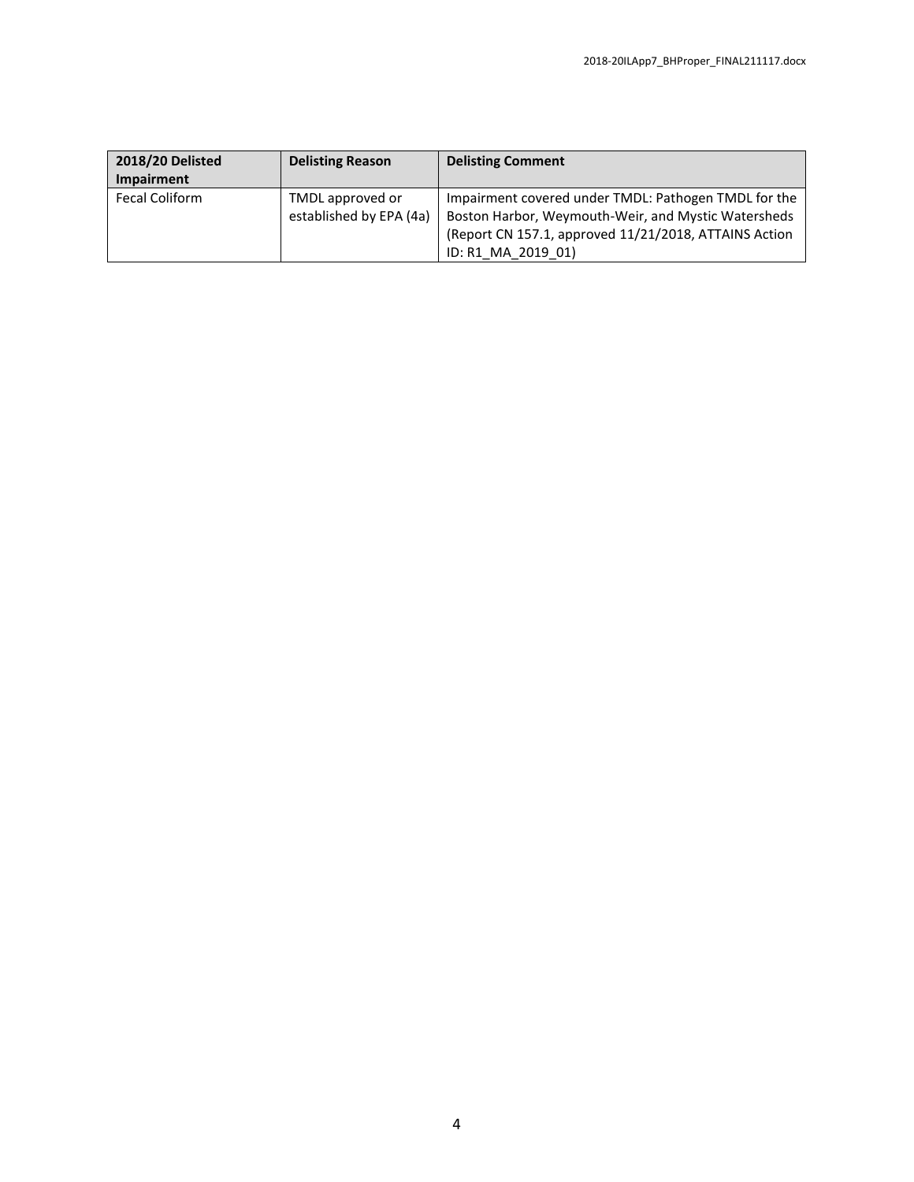| 2018/20 Delisted Impairment | Delisting Reason | Delisting Comment |
|---|---|---|
| Fecal Coliform | TMDL approved or established by EPA (4a) | Impairment covered under TMDL: Pathogen TMDL for the Boston Harbor, Weymouth-Weir, and Mystic Watersheds (Report CN 157.1, approved 11/21/2018, ATTAINS Action ID: R1_MA_2019_01) |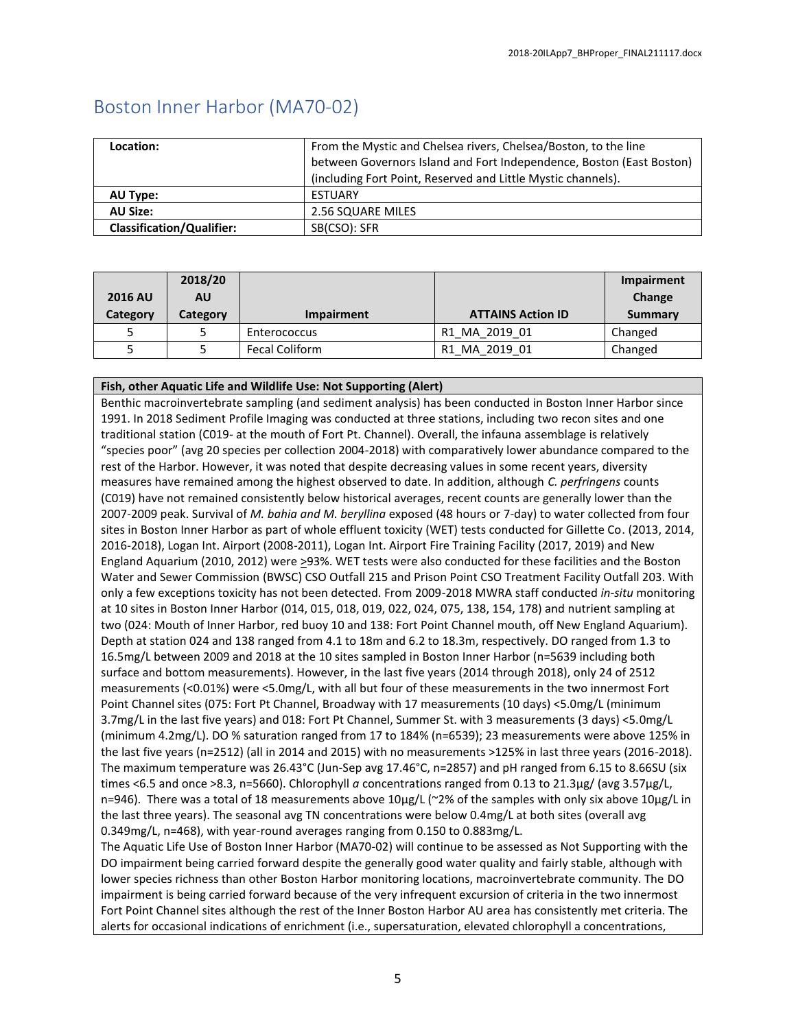# Boston Inner Harbor (MA70-02)

| | |
|---|---|
| **Location:** | From the Mystic and Chelsea rivers, Chelsea/Boston, to the line between Governors Island and Fort Independence, Boston (East Boston) (including Fort Point, Reserved and Little Mystic channels). |
| **AU Type:** | ESTUARY |
| **AU Size:** | 2.56 SQUARE MILES |
| **Classification/Qualifier:** | SB(CSO): SFR |

| 2016 AU Category | 2018/20 AU Category | Impairment | ATTAINS Action ID | Impairment Change Summary |
|---|---|---|---|---|
| 5 | 5 | Enterococcus | R1_MA_2019_01 | Changed |
| 5 | 5 | Fecal Coliform | R1_MA_2019_01 | Changed |

**Fish, other Aquatic Life and Wildlife Use: Not Supporting (Alert)**

Benthic macroinvertebrate sampling (and sediment analysis) has been conducted in Boston Inner Harbor since 1991. In 2018 Sediment Profile Imaging was conducted at three stations, including two recon sites and one traditional station (C019- at the mouth of Fort Pt. Channel). Overall, the infauna assemblage is relatively "species poor" (avg 20 species per collection 2004-2018) with comparatively lower abundance compared to the rest of the Harbor. However, it was noted that despite decreasing values in some recent years, diversity measures have remained among the highest observed to date. In addition, although *C. perfringens* counts (C019) have not remained consistently below historical averages, recent counts are generally lower than the 2007-2009 peak. Survival of *M. bahia and M. beryllina* exposed (48 hours or 7-day) to water collected from four sites in Boston Inner Harbor as part of whole effluent toxicity (WET) tests conducted for Gillette Co. (2013, 2014, 2016-2018), Logan Int. Airport (2008-2011), Logan Int. Airport Fire Training Facility (2017, 2019) and New England Aquarium (2010, 2012) were ≥93%. WET tests were also conducted for these facilities and the Boston Water and Sewer Commission (BWSC) CSO Outfall 215 and Prison Point CSO Treatment Facility Outfall 203. With only a few exceptions toxicity has not been detected. From 2009-2018 MWRA staff conducted *in-situ* monitoring at 10 sites in Boston Inner Harbor (014, 015, 018, 019, 022, 024, 075, 138, 154, 178) and nutrient sampling at two (024: Mouth of Inner Harbor, red buoy 10 and 138: Fort Point Channel mouth, off New England Aquarium). Depth at station 024 and 138 ranged from 4.1 to 18m and 6.2 to 18.3m, respectively. DO ranged from 1.3 to 16.5mg/L between 2009 and 2018 at the 10 sites sampled in Boston Inner Harbor (n=5639 including both surface and bottom measurements). However, in the last five years (2014 through 2018), only 24 of 2512 measurements (<0.01%) were <5.0mg/L, with all but four of these measurements in the two innermost Fort Point Channel sites (075: Fort Pt Channel, Broadway with 17 measurements (10 days) <5.0mg/L (minimum 3.7mg/L in the last five years) and 018: Fort Pt Channel, Summer St. with 3 measurements (3 days) <5.0mg/L (minimum 4.2mg/L). DO % saturation ranged from 17 to 184% (n=6539); 23 measurements were above 125% in the last five years (n=2512) (all in 2014 and 2015) with no measurements >125% in last three years (2016-2018). The maximum temperature was 26.43°C (Jun-Sep avg 17.46°C, n=2857) and pH ranged from 6.15 to 8.66SU (six times <6.5 and once >8.3, n=5660). Chlorophyll *a* concentrations ranged from 0.13 to 21.3µg/ (avg 3.57µg/L, n=946). There was a total of 18 measurements above 10µg/L (~2% of the samples with only six above 10µg/L in the last three years). The seasonal avg TN concentrations were below 0.4mg/L at both sites (overall avg 0.349mg/L, n=468), with year-round averages ranging from 0.150 to 0.883mg/L.

The Aquatic Life Use of Boston Inner Harbor (MA70-02) will continue to be assessed as Not Supporting with the DO impairment being carried forward despite the generally good water quality and fairly stable, although with lower species richness than other Boston Harbor monitoring locations, macroinvertebrate community. The DO impairment is being carried forward because of the very infrequent excursion of criteria in the two innermost Fort Point Channel sites although the rest of the Inner Boston Harbor AU area has consistently met criteria. The alerts for occasional indications of enrichment (i.e., supersaturation, elevated chlorophyll a concentrations,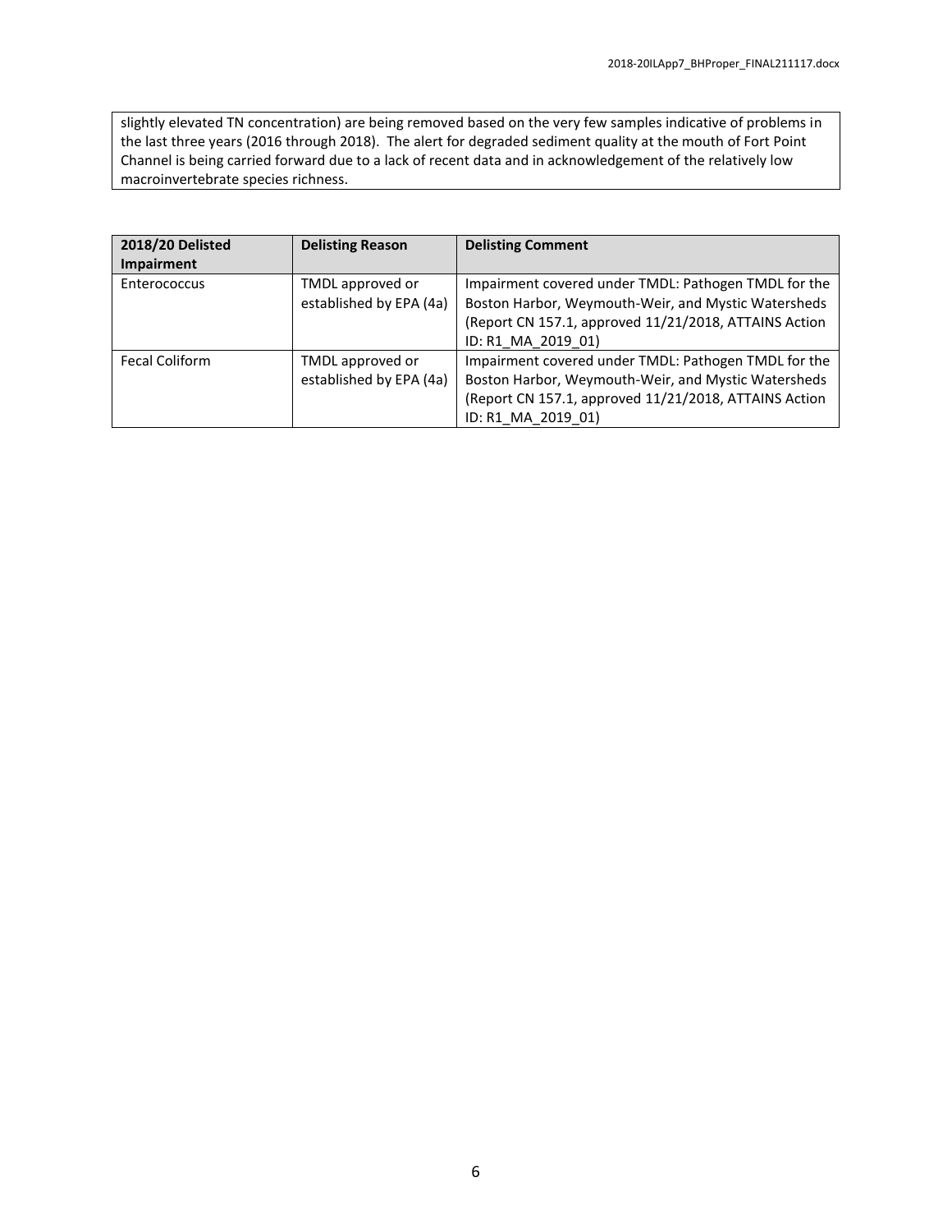slightly elevated TN concentration) are being removed based on the very few samples indicative of problems in the last three years (2016 through 2018). The alert for degraded sediment quality at the mouth of Fort Point Channel is being carried forward due to a lack of recent data and in acknowledgement of the relatively low macroinvertebrate species richness.

| 2018/20 Delisted Impairment | Delisting Reason | Delisting Comment |
|---|---|---|
| Enterococcus | TMDL approved or established by EPA (4a) | Impairment covered under TMDL: Pathogen TMDL for the Boston Harbor, Weymouth-Weir, and Mystic Watersheds (Report CN 157.1, approved 11/21/2018, ATTAINS Action ID: R1_MA_2019_01) |
| Fecal Coliform | TMDL approved or established by EPA (4a) | Impairment covered under TMDL: Pathogen TMDL for the Boston Harbor, Weymouth-Weir, and Mystic Watersheds (Report CN 157.1, approved 11/21/2018, ATTAINS Action ID: R1_MA_2019_01) |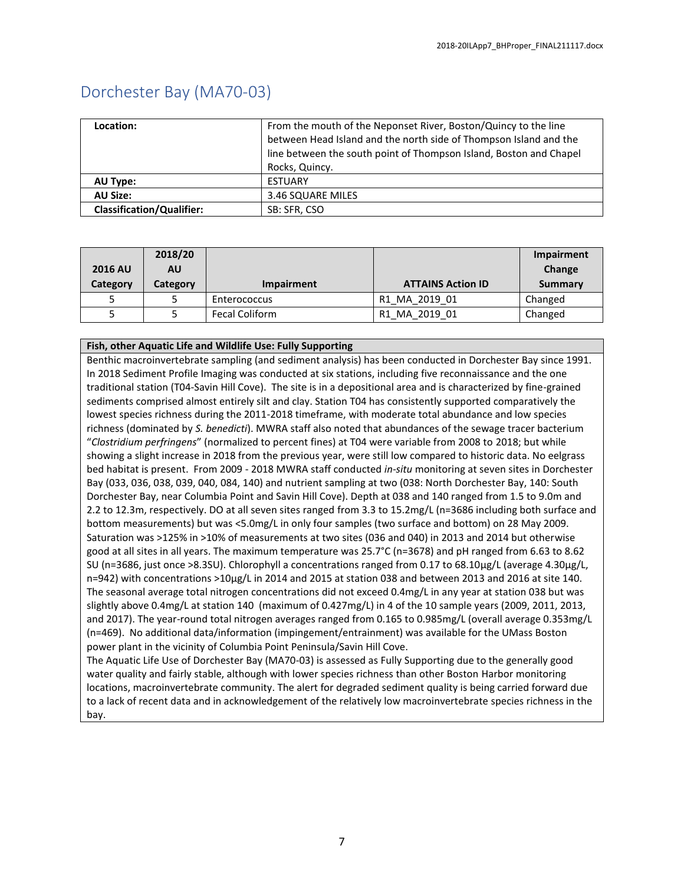## Dorchester Bay (MA70-03)

| | |
|---|---|
| **Location:** | From the mouth of the Neponset River, Boston/Quincy to the line between Head Island and the north side of Thompson Island and the line between the south point of Thompson Island, Boston and Chapel Rocks, Quincy. |
| **AU Type:** | ESTUARY |
| **AU Size:** | 3.46 SQUARE MILES |
| **Classification/Qualifier:** | SB: SFR, CSO |

| 2016 AU Category | 2018/20 AU Category | Impairment | ATTAINS Action ID | Impairment Change Summary |
|---|---|---|---|---|
| 5 | 5 | Enterococcus | R1_MA_2019_01 | Changed |
| 5 | 5 | Fecal Coliform | R1_MA_2019_01 | Changed |

| **Fish, other Aquatic Life and Wildlife Use: Fully Supporting** |
|---|
| Benthic macroinvertebrate sampling (and sediment analysis) has been conducted in Dorchester Bay since 1991. In 2018 Sediment Profile Imaging was conducted at six stations, including five reconnaissance and the one traditional station (T04-Savin Hill Cove). The site is in a depositional area and is characterized by fine-grained sediments comprised almost entirely silt and clay. Station T04 has consistently supported comparatively the lowest species richness during the 2011-2018 timeframe, with moderate total abundance and low species richness (dominated by *S. benedicti*). MWRA staff also noted that abundances of the sewage tracer bacterium "*Clostridium perfringens*" (normalized to percent fines) at T04 were variable from 2008 to 2018; but while showing a slight increase in 2018 from the previous year, were still low compared to historic data. No eelgrass bed habitat is present. From 2009 - 2018 MWRA staff conducted *in-situ* monitoring at seven sites in Dorchester Bay (033, 036, 038, 039, 040, 084, 140) and nutrient sampling at two (038: North Dorchester Bay, 140: South Dorchester Bay, near Columbia Point and Savin Hill Cove). Depth at 038 and 140 ranged from 1.5 to 9.0m and 2.2 to 12.3m, respectively. DO at all seven sites ranged from 3.3 to 15.2mg/L (n=3686 including both surface and bottom measurements) but was <5.0mg/L in only four samples (two surface and bottom) on 28 May 2009. Saturation was >125% in >10% of measurements at two sites (036 and 040) in 2013 and 2014 but otherwise good at all sites in all years. The maximum temperature was 25.7°C (n=3678) and pH ranged from 6.63 to 8.62 SU (n=3686, just once >8.3SU). Chlorophyll a concentrations ranged from 0.17 to 68.10µg/L (average 4.30µg/L, n=942) with concentrations >10µg/L in 2014 and 2015 at station 038 and between 2013 and 2016 at site 140. The seasonal average total nitrogen concentrations did not exceed 0.4mg/L in any year at station 038 but was slightly above 0.4mg/L at station 140 (maximum of 0.427mg/L) in 4 of the 10 sample years (2009, 2011, 2013, and 2017). The year-round total nitrogen averages ranged from 0.165 to 0.985mg/L (overall average 0.353mg/L (n=469). No additional data/information (impingement/entrainment) was available for the UMass Boston power plant in the vicinity of Columbia Point Peninsula/Savin Hill Cove.<br>The Aquatic Life Use of Dorchester Bay (MA70-03) is assessed as Fully Supporting due to the generally good water quality and fairly stable, although with lower species richness than other Boston Harbor monitoring locations, macroinvertebrate community. The alert for degraded sediment quality is being carried forward due to a lack of recent data and in acknowledgement of the relatively low macroinvertebrate species richness in the bay. |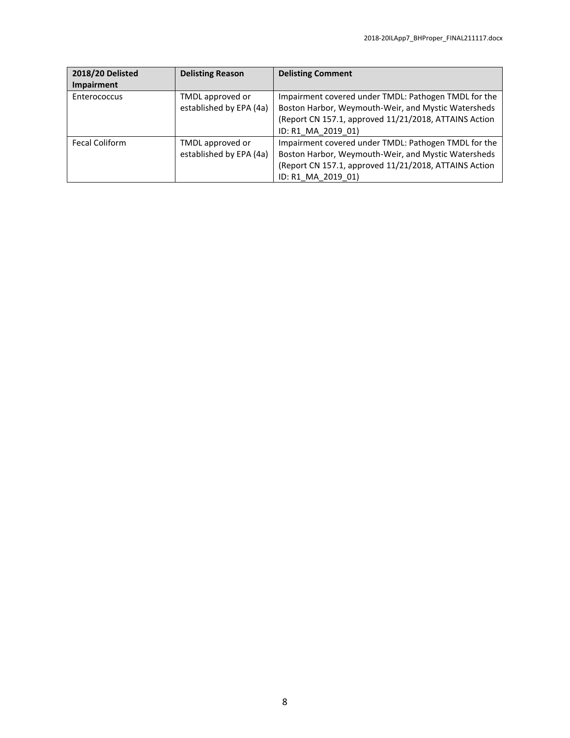| 2018/20 Delisted Impairment | Delisting Reason | Delisting Comment |
|---|---|---|
| Enterococcus | TMDL approved or established by EPA (4a) | Impairment covered under TMDL: Pathogen TMDL for the Boston Harbor, Weymouth-Weir, and Mystic Watersheds (Report CN 157.1, approved 11/21/2018, ATTAINS Action ID: R1_MA_2019_01) |
| Fecal Coliform | TMDL approved or established by EPA (4a) | Impairment covered under TMDL: Pathogen TMDL for the Boston Harbor, Weymouth-Weir, and Mystic Watersheds (Report CN 157.1, approved 11/21/2018, ATTAINS Action ID: R1_MA_2019_01) |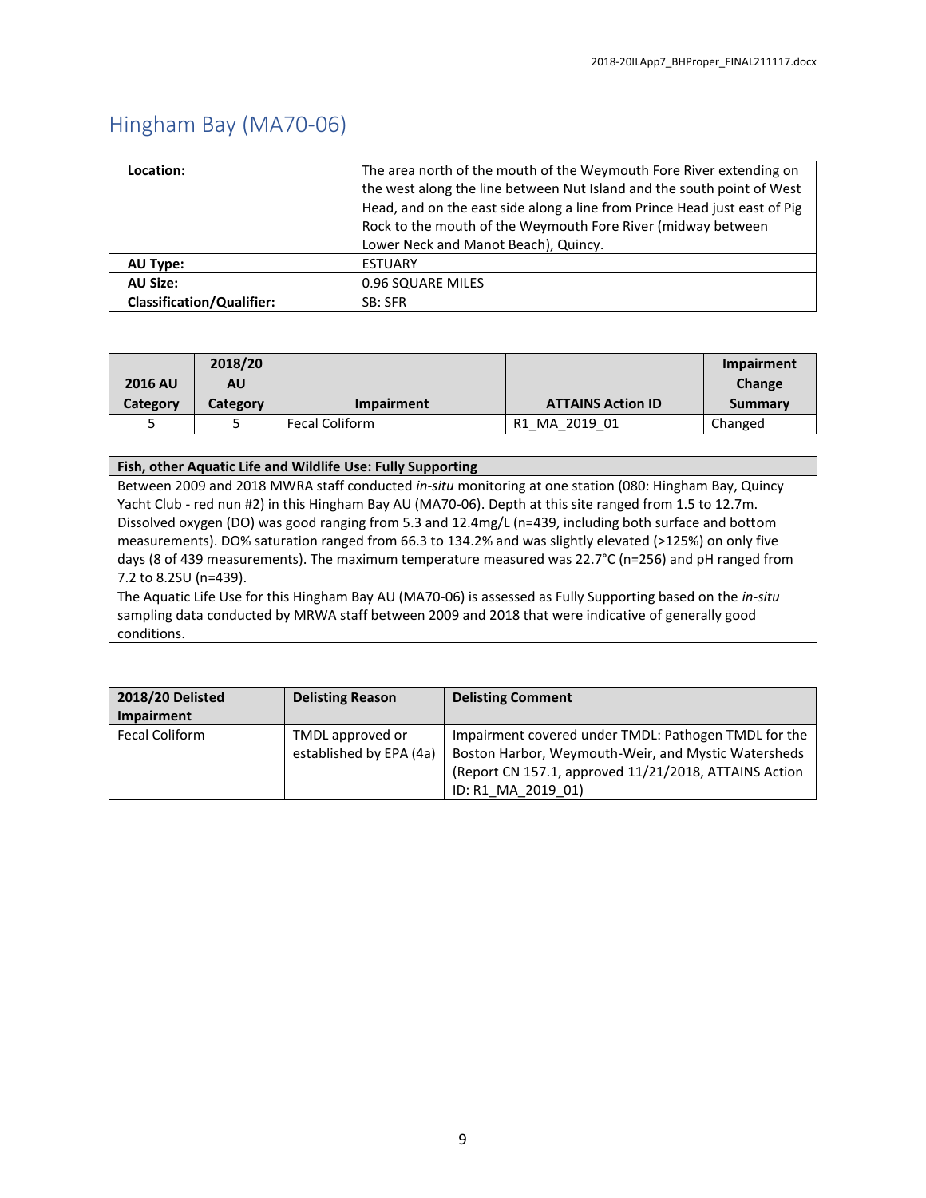## Hingham Bay (MA70-06)

| | |
|---|---|
| **Location:** | The area north of the mouth of the Weymouth Fore River extending on the west along the line between Nut Island and the south point of West Head, and on the east side along a line from Prince Head just east of Pig Rock to the mouth of the Weymouth Fore River (midway between Lower Neck and Manot Beach), Quincy. |
| **AU Type:** | ESTUARY |
| **AU Size:** | 0.96 SQUARE MILES |
| **Classification/Qualifier:** | SB: SFR |

| 2016 AU Category | 2018/20 AU Category | Impairment | ATTAINS Action ID | Impairment Change Summary |
|---|---|---|---|---|
| 5 | 5 | Fecal Coliform | R1_MA_2019_01 | Changed |

| **Fish, other Aquatic Life and Wildlife Use: Fully Supporting** |
|---|
| Between 2009 and 2018 MWRA staff conducted *in-situ* monitoring at one station (080: Hingham Bay, Quincy Yacht Club - red nun #2) in this Hingham Bay AU (MA70-06). Depth at this site ranged from 1.5 to 12.7m. Dissolved oxygen (DO) was good ranging from 5.3 and 12.4mg/L (n=439, including both surface and bottom measurements). DO% saturation ranged from 66.3 to 134.2% and was slightly elevated (>125%) on only five days (8 of 439 measurements). The maximum temperature measured was 22.7°C (n=256) and pH ranged from 7.2 to 8.2SU (n=439). The Aquatic Life Use for this Hingham Bay AU (MA70-06) is assessed as Fully Supporting based on the *in-situ* sampling data conducted by MRWA staff between 2009 and 2018 that were indicative of generally good conditions. |

| 2018/20 Delisted Impairment | Delisting Reason | Delisting Comment |
|---|---|---|
| Fecal Coliform | TMDL approved or established by EPA (4a) | Impairment covered under TMDL: Pathogen TMDL for the Boston Harbor, Weymouth-Weir, and Mystic Watersheds (Report CN 157.1, approved 11/21/2018, ATTAINS Action ID: R1_MA_2019_01) |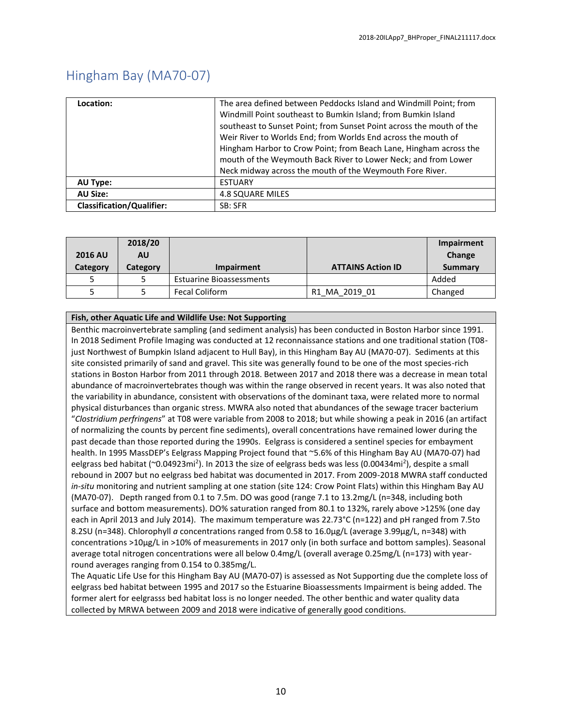## Hingham Bay (MA70-07)

| | |
|---|---|
| **Location:** | The area defined between Peddocks Island and Windmill Point; from Windmill Point southeast to Bumkin Island; from Bumkin Island southeast to Sunset Point; from Sunset Point across the mouth of the Weir River to Worlds End; from Worlds End across the mouth of Hingham Harbor to Crow Point; from Beach Lane, Hingham across the mouth of the Weymouth Back River to Lower Neck; and from Lower Neck midway across the mouth of the Weymouth Fore River. |
| **AU Type:** | ESTUARY |
| **AU Size:** | 4.8 SQUARE MILES |
| **Classification/Qualifier:** | SB: SFR |

| 2016 AU Category | 2018/20 AU Category | Impairment | ATTAINS Action ID | Impairment Change Summary |
|---|---|---|---|---|
| 5 | 5 | Estuarine Bioassessments | | Added |
| 5 | 5 | Fecal Coliform | R1_MA_2019_01 | Changed |

**Fish, other Aquatic Life and Wildlife Use: Not Supporting**

Benthic macroinvertebrate sampling (and sediment analysis) has been conducted in Boston Harbor since 1991. In 2018 Sediment Profile Imaging was conducted at 12 reconnaissance stations and one traditional station (T08- just Northwest of Bumpkin Island adjacent to Hull Bay), in this Hingham Bay AU (MA70-07). Sediments at this site consisted primarily of sand and gravel. This site was generally found to be one of the most species-rich stations in Boston Harbor from 2011 through 2018. Between 2017 and 2018 there was a decrease in mean total abundance of macroinvertebrates though was within the range observed in recent years. It was also noted that the variability in abundance, consistent with observations of the dominant taxa, were related more to normal physical disturbances than organic stress. MWRA also noted that abundances of the sewage tracer bacterium "*Clostridium perfringens*" at T08 were variable from 2008 to 2018; but while showing a peak in 2016 (an artifact of normalizing the counts by percent fine sediments), overall concentrations have remained lower during the past decade than those reported during the 1990s. Eelgrass is considered a sentinel species for embayment health. In 1995 MassDEP's Eelgrass Mapping Project found that ~5.6% of this Hingham Bay AU (MA70-07) had eelgrass bed habitat (~0.04923mi$^2$). In 2013 the size of eelgrass beds was less (0.00434mi$^2$), despite a small rebound in 2007 but no eelgrass bed habitat was documented in 2017. From 2009-2018 MWRA staff conducted *in-situ* monitoring and nutrient sampling at one station (site 124: Crow Point Flats) within this Hingham Bay AU (MA70-07). Depth ranged from 0.1 to 7.5m. DO was good (range 7.1 to 13.2mg/L (n=348, including both surface and bottom measurements). DO% saturation ranged from 80.1 to 132%, rarely above >125% (one day each in April 2013 and July 2014). The maximum temperature was 22.73°C (n=122) and pH ranged from 7.5to 8.2SU (n=348). Chlorophyll *a* concentrations ranged from 0.58 to 16.0µg/L (average 3.99µg/L, n=348) with concentrations >10µg/L in >10% of measurements in 2017 only (in both surface and bottom samples). Seasonal average total nitrogen concentrations were all below 0.4mg/L (overall average 0.25mg/L (n=173) with year-round averages ranging from 0.154 to 0.385mg/L.

The Aquatic Life Use for this Hingham Bay AU (MA70-07) is assessed as Not Supporting due the complete loss of eelgrass bed habitat between 1995 and 2017 so the Estuarine Bioassessments Impairment is being added. The former alert for eelgrasss bed habitat loss is no longer needed. The other benthic and water quality data collected by MRWA between 2009 and 2018 were indicative of generally good conditions.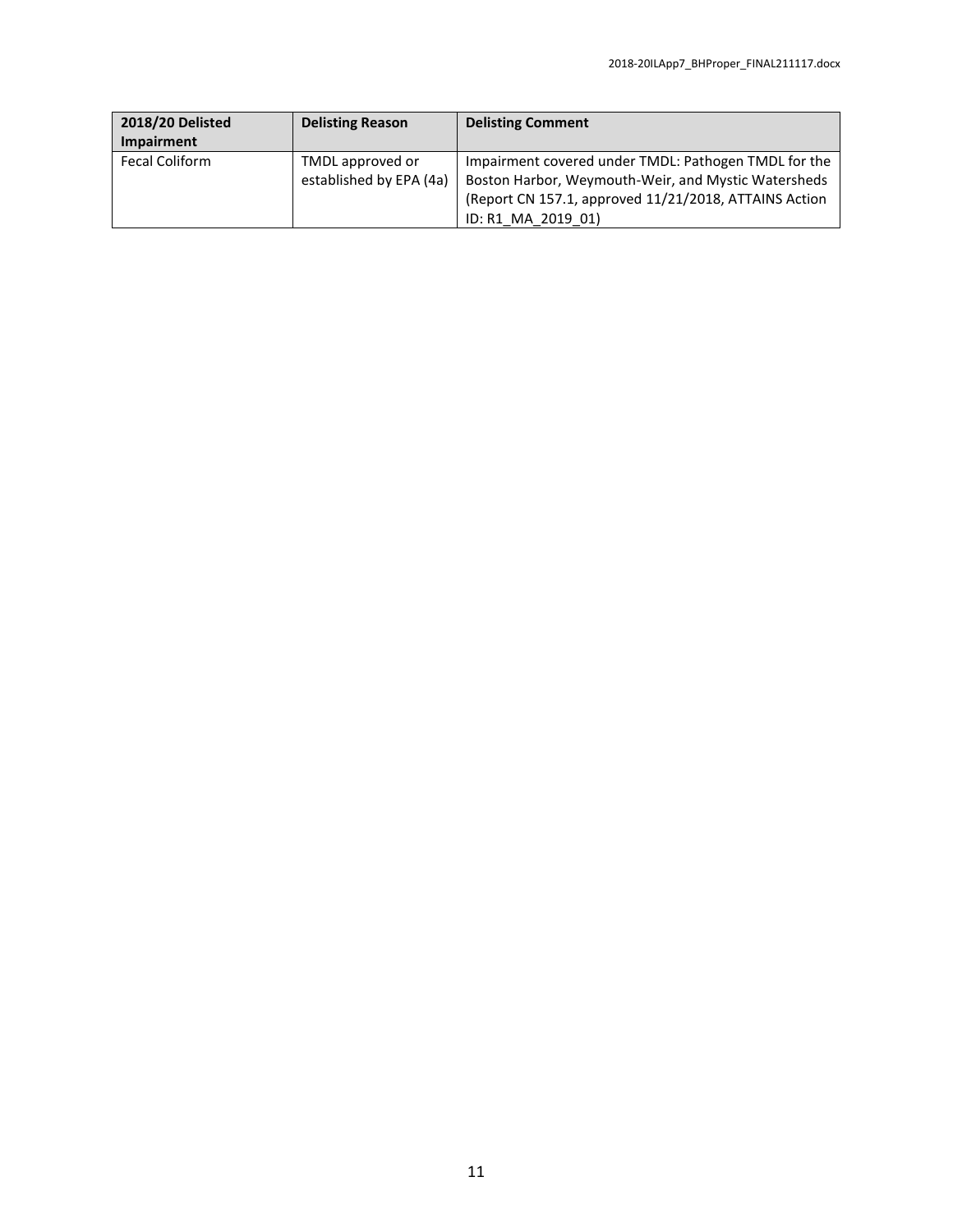| 2018/20 Delisted Impairment | Delisting Reason | Delisting Comment |
|---|---|---|
| Fecal Coliform | TMDL approved or established by EPA (4a) | Impairment covered under TMDL: Pathogen TMDL for the Boston Harbor, Weymouth-Weir, and Mystic Watersheds (Report CN 157.1, approved 11/21/2018, ATTAINS Action ID: R1_MA_2019_01) |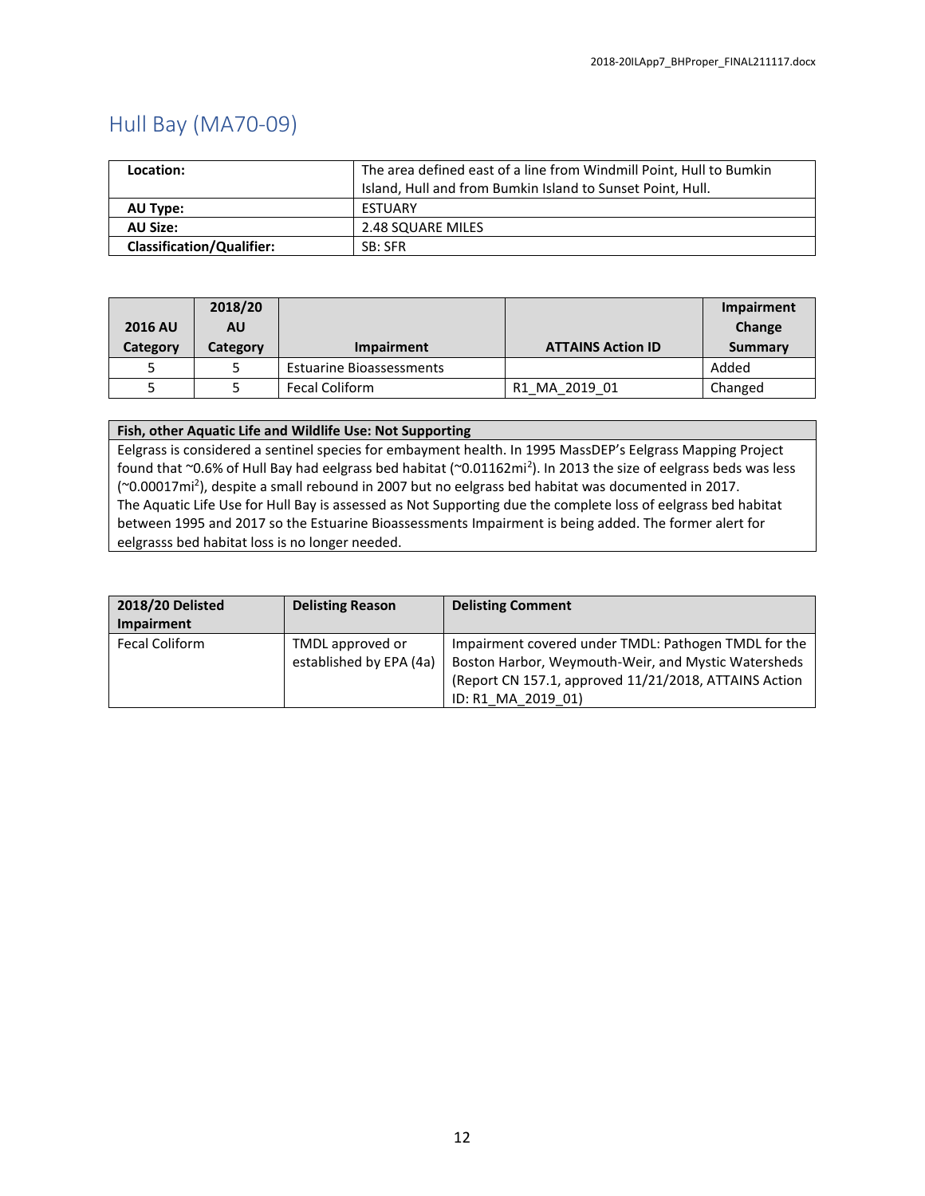## Hull Bay (MA70-09)

| Location: | The area defined east of a line from Windmill Point, Hull to Bumkin Island, Hull and from Bumkin Island to Sunset Point, Hull. |
|---|---|
| AU Type: | ESTUARY |
| AU Size: | 2.48 SQUARE MILES |
| Classification/Qualifier: | SB: SFR |

| 2016 AU Category | 2018/20 AU Category | Impairment | ATTAINS Action ID | Impairment Change Summary |
|---|---|---|---|---|
| 5 | 5 | Estuarine Bioassessments | | Added |
| 5 | 5 | Fecal Coliform | R1_MA_2019_01 | Changed |

| Fish, other Aquatic Life and Wildlife Use: Not Supporting |
|---|
| Eelgrass is considered a sentinel species for embayment health. In 1995 MassDEP's Eelgrass Mapping Project found that ~0.6% of Hull Bay had eelgrass bed habitat (~0.01162mi$^2$). In 2013 the size of eelgrass beds was less (~0.00017mi$^2$), despite a small rebound in 2007 but no eelgrass bed habitat was documented in 2017. The Aquatic Life Use for Hull Bay is assessed as Not Supporting due the complete loss of eelgrass bed habitat between 1995 and 2017 so the Estuarine Bioassessments Impairment is being added. The former alert for eelgrasss bed habitat loss is no longer needed. |

| 2018/20 Delisted Impairment | Delisting Reason | Delisting Comment |
|---|---|---|
| Fecal Coliform | TMDL approved or established by EPA (4a) | Impairment covered under TMDL: Pathogen TMDL for the Boston Harbor, Weymouth-Weir, and Mystic Watersheds (Report CN 157.1, approved 11/21/2018, ATTAINS Action ID: R1_MA_2019_01) |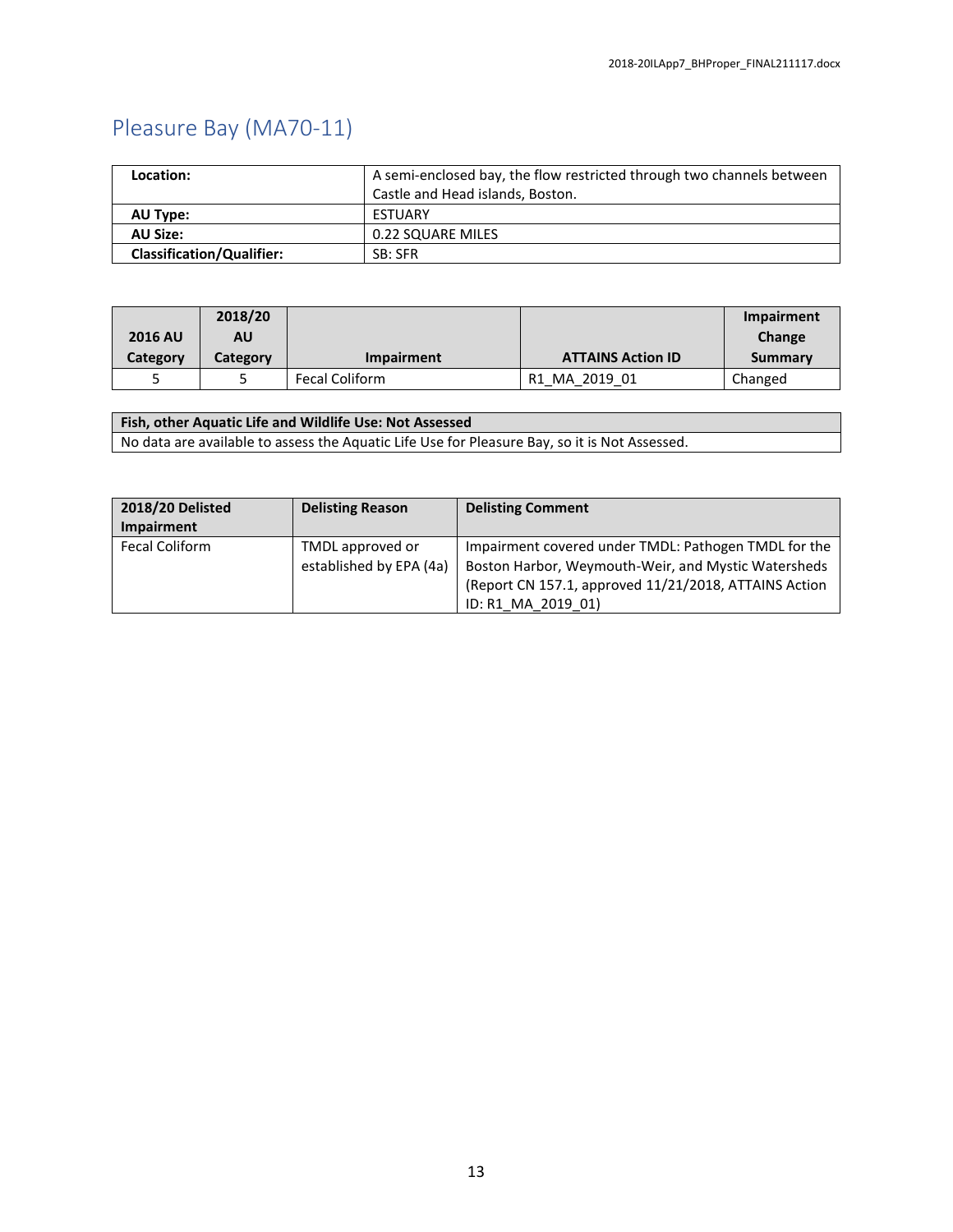# Pleasure Bay (MA70-11)

| | |
|---|---|
| **Location:** | A semi-enclosed bay, the flow restricted through two channels between Castle and Head islands, Boston. |
| **AU Type:** | ESTUARY |
| **AU Size:** | 0.22 SQUARE MILES |
| **Classification/Qualifier:** | SB: SFR |

| 2016 AU Category | 2018/20 AU Category | Impairment | ATTAINS Action ID | Impairment Change Summary |
|---|---|---|---|---|
| 5 | 5 | Fecal Coliform | R1_MA_2019_01 | Changed |

| Fish, other Aquatic Life and Wildlife Use: Not Assessed |
|---|
| No data are available to assess the Aquatic Life Use for Pleasure Bay, so it is Not Assessed. |

| 2018/20 Delisted Impairment | Delisting Reason | Delisting Comment |
|---|---|---|
| Fecal Coliform | TMDL approved or established by EPA (4a) | Impairment covered under TMDL: Pathogen TMDL for the Boston Harbor, Weymouth-Weir, and Mystic Watersheds (Report CN 157.1, approved 11/21/2018, ATTAINS Action ID: R1_MA_2019_01) |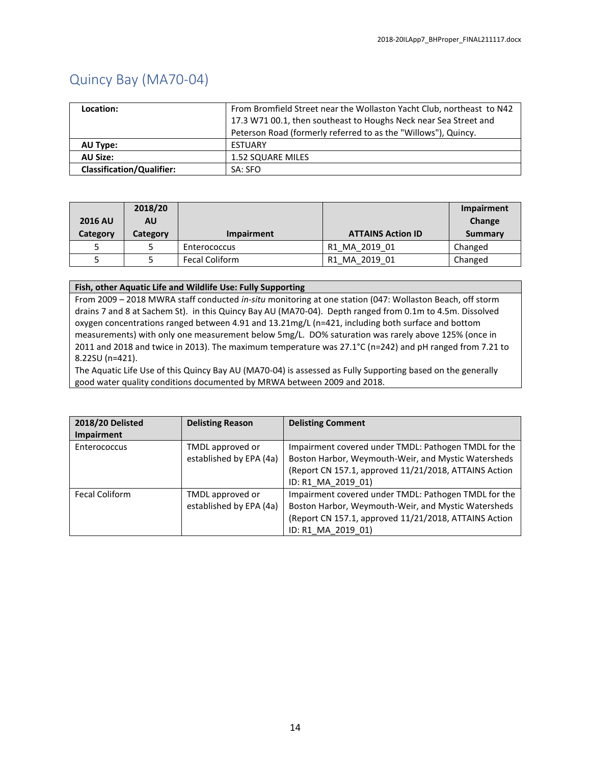## Quincy Bay (MA70-04)

| | |
|---|---|
| **Location:** | From Bromfield Street near the Wollaston Yacht Club, northeast to N42 17.3 W71 00.1, then southeast to Houghs Neck near Sea Street and Peterson Road (formerly referred to as the "Willows"), Quincy. |
| **AU Type:** | ESTUARY |
| **AU Size:** | 1.52 SQUARE MILES |
| **Classification/Qualifier:** | SA: SFO |

| 2016 AU Category | 2018/20 AU Category | Impairment | ATTAINS Action ID | Impairment Change Summary |
|---|---|---|---|---|
| 5 | 5 | Enterococcus | R1_MA_2019_01 | Changed |
| 5 | 5 | Fecal Coliform | R1_MA_2019_01 | Changed |

**Fish, other Aquatic Life and Wildlife Use: Fully Supporting**

From 2009 – 2018 MWRA staff conducted *in-situ* monitoring at one station (047: Wollaston Beach, off storm drains 7 and 8 at Sachem St). in this Quincy Bay AU (MA70-04). Depth ranged from 0.1m to 4.5m. Dissolved oxygen concentrations ranged between 4.91 and 13.21mg/L (n=421, including both surface and bottom measurements) with only one measurement below 5mg/L. DO% saturation was rarely above 125% (once in 2011 and 2018 and twice in 2013). The maximum temperature was 27.1°C (n=242) and pH ranged from 7.21 to 8.22SU (n=421).

The Aquatic Life Use of this Quincy Bay AU (MA70-04) is assessed as Fully Supporting based on the generally good water quality conditions documented by MRWA between 2009 and 2018.

| 2018/20 Delisted Impairment | Delisting Reason | Delisting Comment |
|---|---|---|
| Enterococcus | TMDL approved or established by EPA (4a) | Impairment covered under TMDL: Pathogen TMDL for the Boston Harbor, Weymouth-Weir, and Mystic Watersheds (Report CN 157.1, approved 11/21/2018, ATTAINS Action ID: R1_MA_2019_01) |
| Fecal Coliform | TMDL approved or established by EPA (4a) | Impairment covered under TMDL: Pathogen TMDL for the Boston Harbor, Weymouth-Weir, and Mystic Watersheds (Report CN 157.1, approved 11/21/2018, ATTAINS Action ID: R1_MA_2019_01) |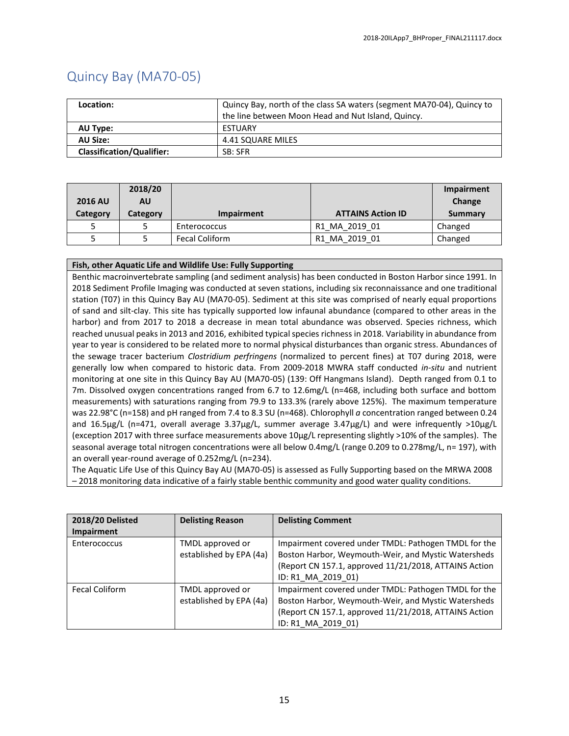## Quincy Bay (MA70-05)

| Location: | Quincy Bay, north of the class SA waters (segment MA70-04), Quincy to the line between Moon Head and Nut Island, Quincy. |
|---|---|
| AU Type: | ESTUARY |
| AU Size: | 4.41 SQUARE MILES |
| Classification/Qualifier: | SB: SFR |

| 2016 AU Category | 2018/20 AU Category | Impairment | ATTAINS Action ID | Impairment Change Summary |
|---|---|---|---|---|
| 5 | 5 | Enterococcus | R1_MA_2019_01 | Changed |
| 5 | 5 | Fecal Coliform | R1_MA_2019_01 | Changed |

**Fish, other Aquatic Life and Wildlife Use: Fully Supporting**

Benthic macroinvertebrate sampling (and sediment analysis) has been conducted in Boston Harbor since 1991. In 2018 Sediment Profile Imaging was conducted at seven stations, including six reconnaissance and one traditional station (T07) in this Quincy Bay AU (MA70-05). Sediment at this site was comprised of nearly equal proportions of sand and silt-clay. This site has typically supported low infaunal abundance (compared to other areas in the harbor) and from 2017 to 2018 a decrease in mean total abundance was observed. Species richness, which reached unusual peaks in 2013 and 2016, exhibited typical species richness in 2018. Variability in abundance from year to year is considered to be related more to normal physical disturbances than organic stress. Abundances of the sewage tracer bacterium *Clostridium perfringens* (normalized to percent fines) at T07 during 2018, were generally low when compared to historic data. From 2009-2018 MWRA staff conducted *in-situ* and nutrient monitoring at one site in this Quincy Bay AU (MA70-05) (139: Off Hangmans Island). Depth ranged from 0.1 to 7m. Dissolved oxygen concentrations ranged from 6.7 to 12.6mg/L (n=468, including both surface and bottom measurements) with saturations ranging from 79.9 to 133.3% (rarely above 125%). The maximum temperature was 22.98°C (n=158) and pH ranged from 7.4 to 8.3 SU (n=468). Chlorophyll *a* concentration ranged between 0.24 and 16.5µg/L (n=471, overall average 3.37µg/L, summer average 3.47µg/L) and were infrequently >10µg/L (exception 2017 with three surface measurements above 10µg/L representing slightly >10% of the samples). The seasonal average total nitrogen concentrations were all below 0.4mg/L (range 0.209 to 0.278mg/L, n= 197), with an overall year-round average of 0.252mg/L (n=234).

The Aquatic Life Use of this Quincy Bay AU (MA70-05) is assessed as Fully Supporting based on the MRWA 2008 – 2018 monitoring data indicative of a fairly stable benthic community and good water quality conditions.

| 2018/20 Delisted Impairment | Delisting Reason | Delisting Comment |
|---|---|---|
| Enterococcus | TMDL approved or established by EPA (4a) | Impairment covered under TMDL: Pathogen TMDL for the Boston Harbor, Weymouth-Weir, and Mystic Watersheds (Report CN 157.1, approved 11/21/2018, ATTAINS Action ID: R1_MA_2019_01) |
| Fecal Coliform | TMDL approved or established by EPA (4a) | Impairment covered under TMDL: Pathogen TMDL for the Boston Harbor, Weymouth-Weir, and Mystic Watersheds (Report CN 157.1, approved 11/21/2018, ATTAINS Action ID: R1_MA_2019_01) |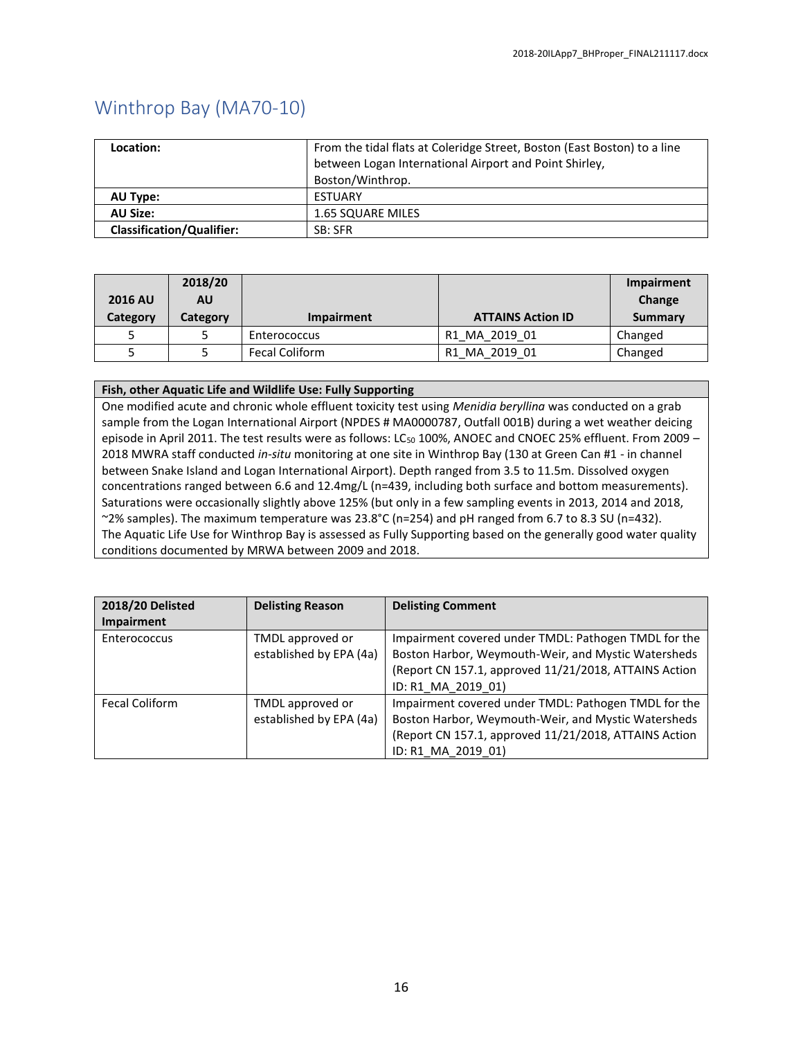## Winthrop Bay (MA70-10)

| | |
|---|---|
| **Location:** | From the tidal flats at Coleridge Street, Boston (East Boston) to a line between Logan International Airport and Point Shirley, Boston/Winthrop. |
| **AU Type:** | ESTUARY |
| **AU Size:** | 1.65 SQUARE MILES |
| **Classification/Qualifier:** | SB: SFR |

| 2016 AU Category | 2018/20 AU Category | Impairment | ATTAINS Action ID | Impairment Change Summary |
|---|---|---|---|---|
| 5 | 5 | Enterococcus | R1_MA_2019_01 | Changed |
| 5 | 5 | Fecal Coliform | R1_MA_2019_01 | Changed |

| **Fish, other Aquatic Life and Wildlife Use: Fully Supporting** |
|---|
| One modified acute and chronic whole effluent toxicity test using *Menidia beryllina* was conducted on a grab sample from the Logan International Airport (NPDES # MA0000787, Outfall 001B) during a wet weather deicing episode in April 2011. The test results were as follows: $LC_{50}$ 100%, ANOEC and CNOEC 25% effluent. From 2009 – 2018 MWRA staff conducted *in-situ* monitoring at one site in Winthrop Bay (130 at Green Can #1 - in channel between Snake Island and Logan International Airport). Depth ranged from 3.5 to 11.5m. Dissolved oxygen concentrations ranged between 6.6 and 12.4mg/L (n=439, including both surface and bottom measurements). Saturations were occasionally slightly above 125% (but only in a few sampling events in 2013, 2014 and 2018, ~2% samples). The maximum temperature was 23.8°C (n=254) and pH ranged from 6.7 to 8.3 SU (n=432). The Aquatic Life Use for Winthrop Bay is assessed as Fully Supporting based on the generally good water quality conditions documented by MRWA between 2009 and 2018. |

| 2018/20 Delisted Impairment | Delisting Reason | Delisting Comment |
|---|---|---|
| Enterococcus | TMDL approved or established by EPA (4a) | Impairment covered under TMDL: Pathogen TMDL for the Boston Harbor, Weymouth-Weir, and Mystic Watersheds (Report CN 157.1, approved 11/21/2018, ATTAINS Action ID: R1_MA_2019_01) |
| Fecal Coliform | TMDL approved or established by EPA (4a) | Impairment covered under TMDL: Pathogen TMDL for the Boston Harbor, Weymouth-Weir, and Mystic Watersheds (Report CN 157.1, approved 11/21/2018, ATTAINS Action ID: R1_MA_2019_01) |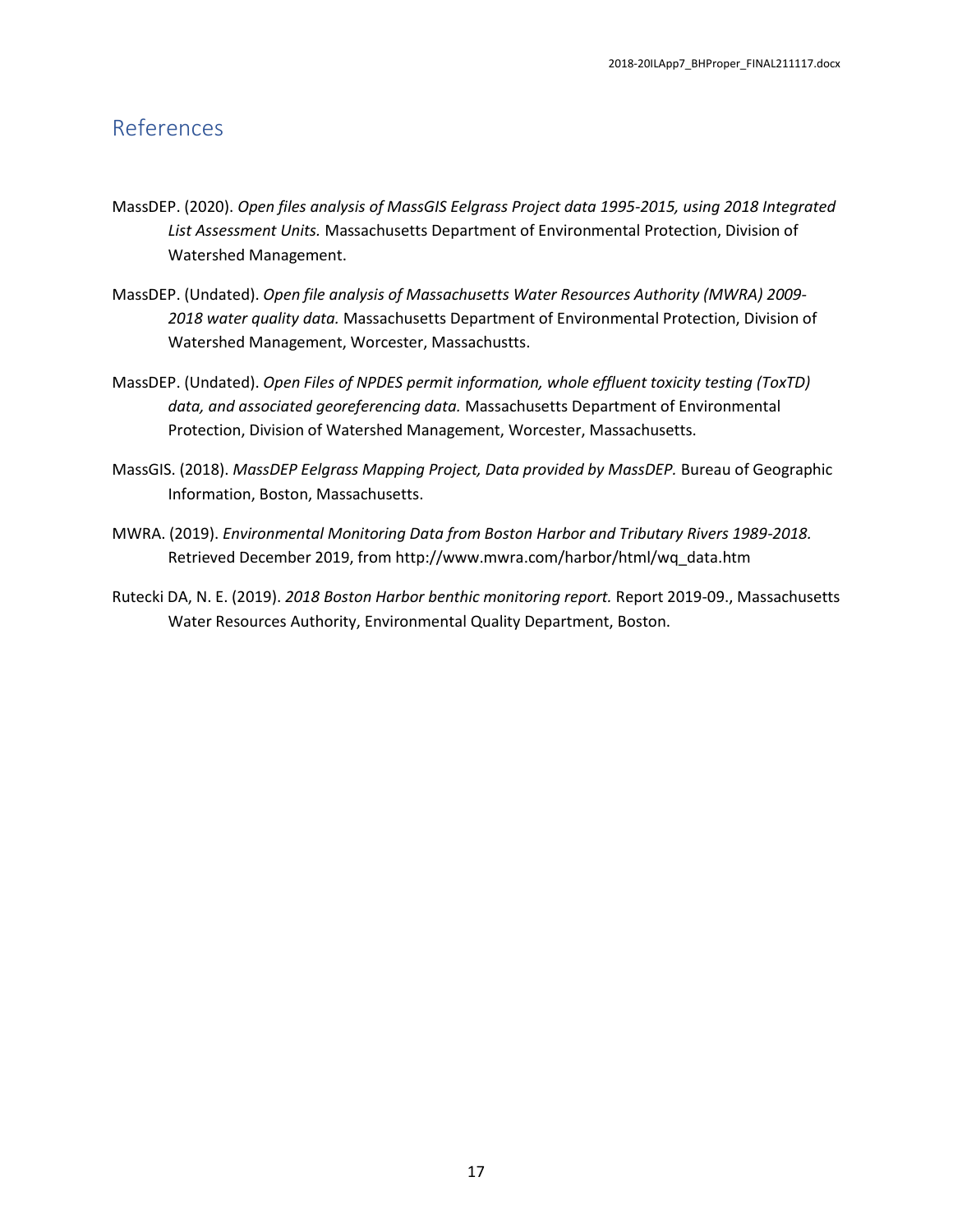## References

MassDEP. (2020). *Open files analysis of MassGIS Eelgrass Project data 1995-2015, using 2018 Integrated List Assessment Units.* Massachusetts Department of Environmental Protection, Division of Watershed Management.

MassDEP. (Undated). *Open file analysis of Massachusetts Water Resources Authority (MWRA) 2009-2018 water quality data.* Massachusetts Department of Environmental Protection, Division of Watershed Management, Worcester, Massachustts.

MassDEP. (Undated). *Open Files of NPDES permit information, whole effluent toxicity testing (ToxTD) data, and associated georeferencing data.* Massachusetts Department of Environmental Protection, Division of Watershed Management, Worcester, Massachusetts.

MassGIS. (2018). *MassDEP Eelgrass Mapping Project, Data provided by MassDEP.* Bureau of Geographic Information, Boston, Massachusetts.

MWRA. (2019). *Environmental Monitoring Data from Boston Harbor and Tributary Rivers 1989-2018.* Retrieved December 2019, from http://www.mwra.com/harbor/html/wq_data.htm

Rutecki DA, N. E. (2019). *2018 Boston Harbor benthic monitoring report.* Report 2019-09., Massachusetts Water Resources Authority, Environmental Quality Department, Boston.